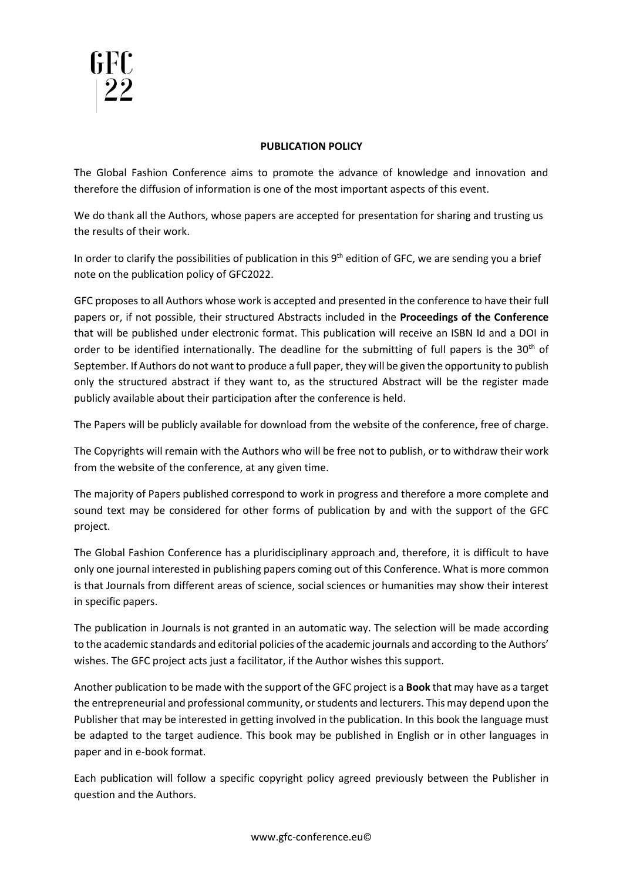GFC
22

**PUBLICATION POLICY**

The Global Fashion Conference aims to promote the advance of knowledge and innovation and therefore the diffusion of information is one of the most important aspects of this event.

We do thank all the Authors, whose papers are accepted for presentation for sharing and trusting us the results of their work.

In order to clarify the possibilities of publication in this 9th edition of GFC, we are sending you a brief note on the publication policy of GFC2022.

GFC proposes to all Authors whose work is accepted and presented in the conference to have their full papers or, if not possible, their structured Abstracts included in the **Proceedings of the Conference** that will be published under electronic format. This publication will receive an ISBN Id and a DOI in order to be identified internationally. The deadline for the submitting of full papers is the 30th of September. If Authors do not want to produce a full paper, they will be given the opportunity to publish only the structured abstract if they want to, as the structured Abstract will be the register made publicly available about their participation after the conference is held.

The Papers will be publicly available for download from the website of the conference, free of charge.

The Copyrights will remain with the Authors who will be free not to publish, or to withdraw their work from the website of the conference, at any given time.

The majority of Papers published correspond to work in progress and therefore a more complete and sound text may be considered for other forms of publication by and with the support of the GFC project.

The Global Fashion Conference has a pluridisciplinary approach and, therefore, it is difficult to have only one journal interested in publishing papers coming out of this Conference. What is more common is that Journals from different areas of science, social sciences or humanities may show their interest in specific papers.

The publication in Journals is not granted in an automatic way. The selection will be made according to the academic standards and editorial policies of the academic journals and according to the Authors' wishes. The GFC project acts just a facilitator, if the Author wishes this support.

Another publication to be made with the support of the GFC project is a **Book** that may have as a target the entrepreneurial and professional community, or students and lecturers. This may depend upon the Publisher that may be interested in getting involved in the publication. In this book the language must be adapted to the target audience. This book may be published in English or in other languages in paper and in e-book format.

Each publication will follow a specific copyright policy agreed previously between the Publisher in question and the Authors.

www.gfc-conference.eu©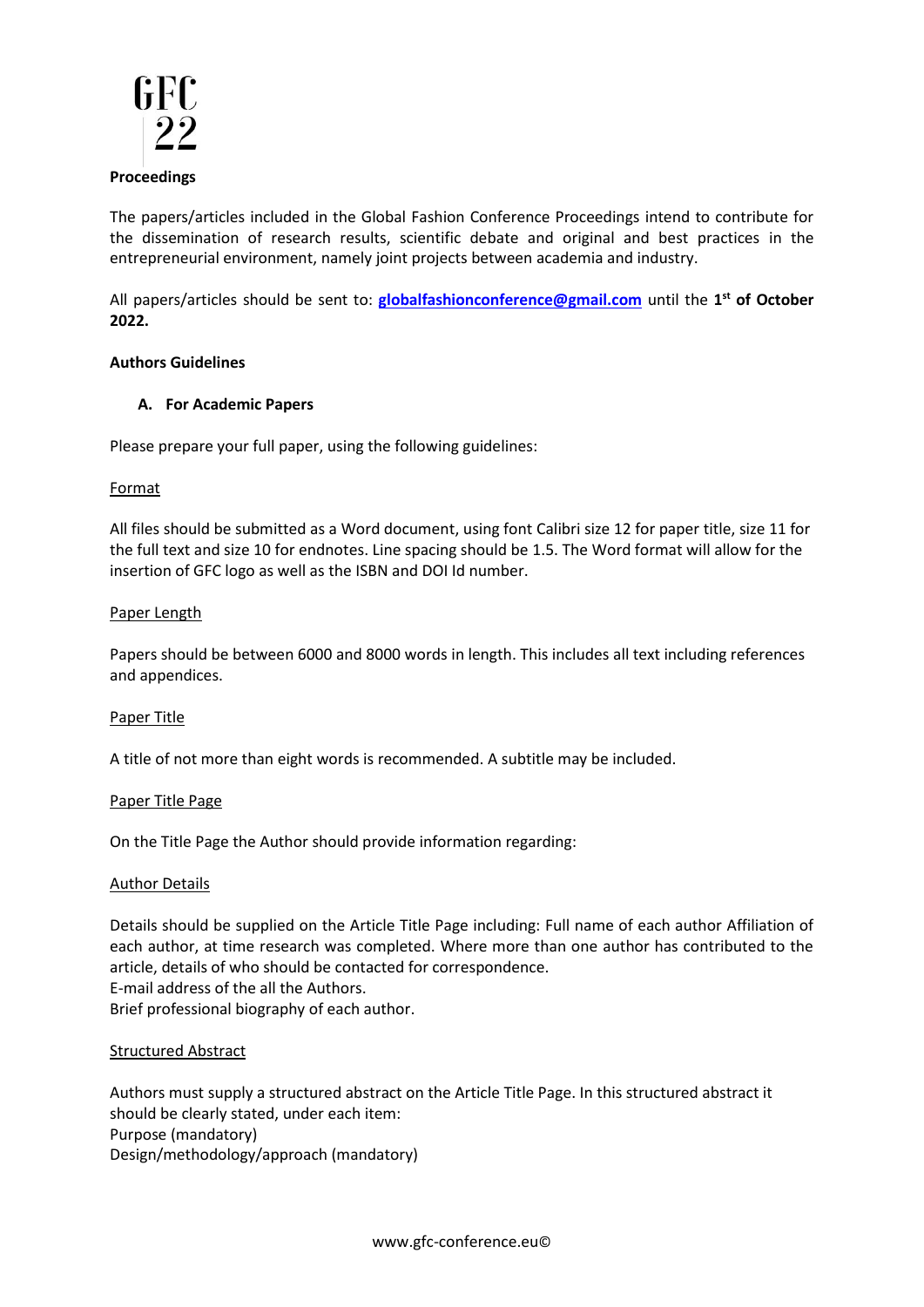GFC
22

**Proceedings**

The papers/articles included in the Global Fashion Conference Proceedings intend to contribute for the dissemination of research results, scientific debate and original and best practices in the entrepreneurial environment, namely joint projects between academia and industry.

All papers/articles should be sent to: **globalfashionconference@gmail.com** until the **1st of October 2022.**

**Authors Guidelines**

**A. For Academic Papers**

Please prepare your full paper, using the following guidelines:

Format

All files should be submitted as a Word document, using font Calibri size 12 for paper title, size 11 for the full text and size 10 for endnotes. Line spacing should be 1.5. The Word format will allow for the insertion of GFC logo as well as the ISBN and DOI Id number.

Paper Length

Papers should be between 6000 and 8000 words in length. This includes all text including references and appendices.

Paper Title

A title of not more than eight words is recommended. A subtitle may be included.

Paper Title Page

On the Title Page the Author should provide information regarding:

Author Details

Details should be supplied on the Article Title Page including: Full name of each author Affiliation of each author, at time research was completed. Where more than one author has contributed to the article, details of who should be contacted for correspondence.
E-mail address of the all the Authors.
Brief professional biography of each author.

Structured Abstract

Authors must supply a structured abstract on the Article Title Page. In this structured abstract it should be clearly stated, under each item:
Purpose (mandatory)
Design/methodology/approach (mandatory)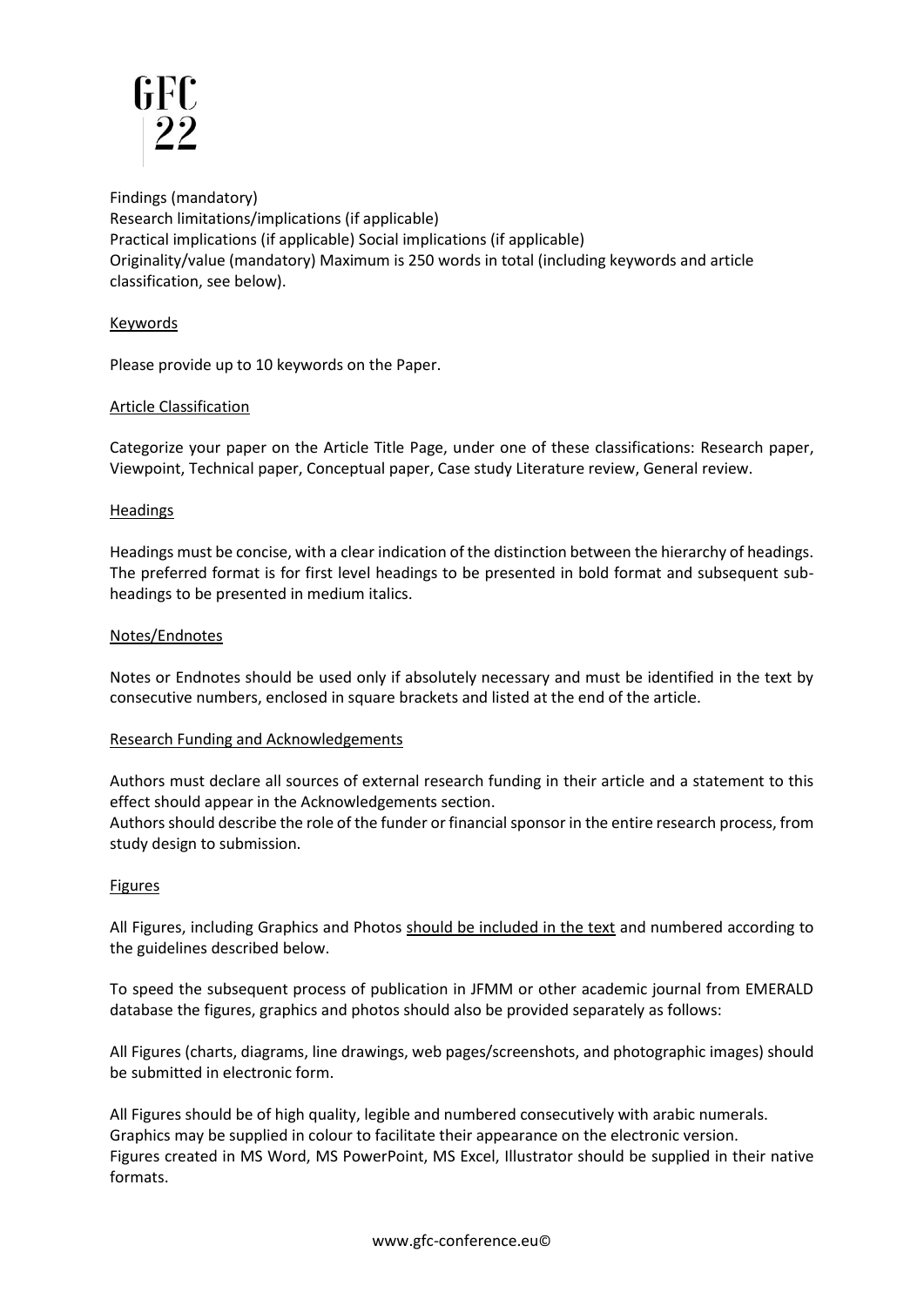Findings (mandatory)
Research limitations/implications (if applicable)
Practical implications (if applicable) Social implications (if applicable)
Originality/value (mandatory) Maximum is 250 words in total (including keywords and article classification, see below).

### Keywords

Please provide up to 10 keywords on the Paper.

### Article Classification

Categorize your paper on the Article Title Page, under one of these classifications: Research paper, Viewpoint, Technical paper, Conceptual paper, Case study Literature review, General review.

### Headings

Headings must be concise, with a clear indication of the distinction between the hierarchy of headings. The preferred format is for first level headings to be presented in bold format and subsequent sub-headings to be presented in medium italics.

### Notes/Endnotes

Notes or Endnotes should be used only if absolutely necessary and must be identified in the text by consecutive numbers, enclosed in square brackets and listed at the end of the article.

### Research Funding and Acknowledgements

Authors must declare all sources of external research funding in their article and a statement to this effect should appear in the Acknowledgements section.
Authors should describe the role of the funder or financial sponsor in the entire research process, from study design to submission.

### Figures

All Figures, including Graphics and Photos should be included in the text and numbered according to the guidelines described below.

To speed the subsequent process of publication in JFMM or other academic journal from EMERALD database the figures, graphics and photos should also be provided separately as follows:

All Figures (charts, diagrams, line drawings, web pages/screenshots, and photographic images) should be submitted in electronic form.

All Figures should be of high quality, legible and numbered consecutively with arabic numerals.
Graphics may be supplied in colour to facilitate their appearance on the electronic version.
Figures created in MS Word, MS PowerPoint, MS Excel, Illustrator should be supplied in their native formats.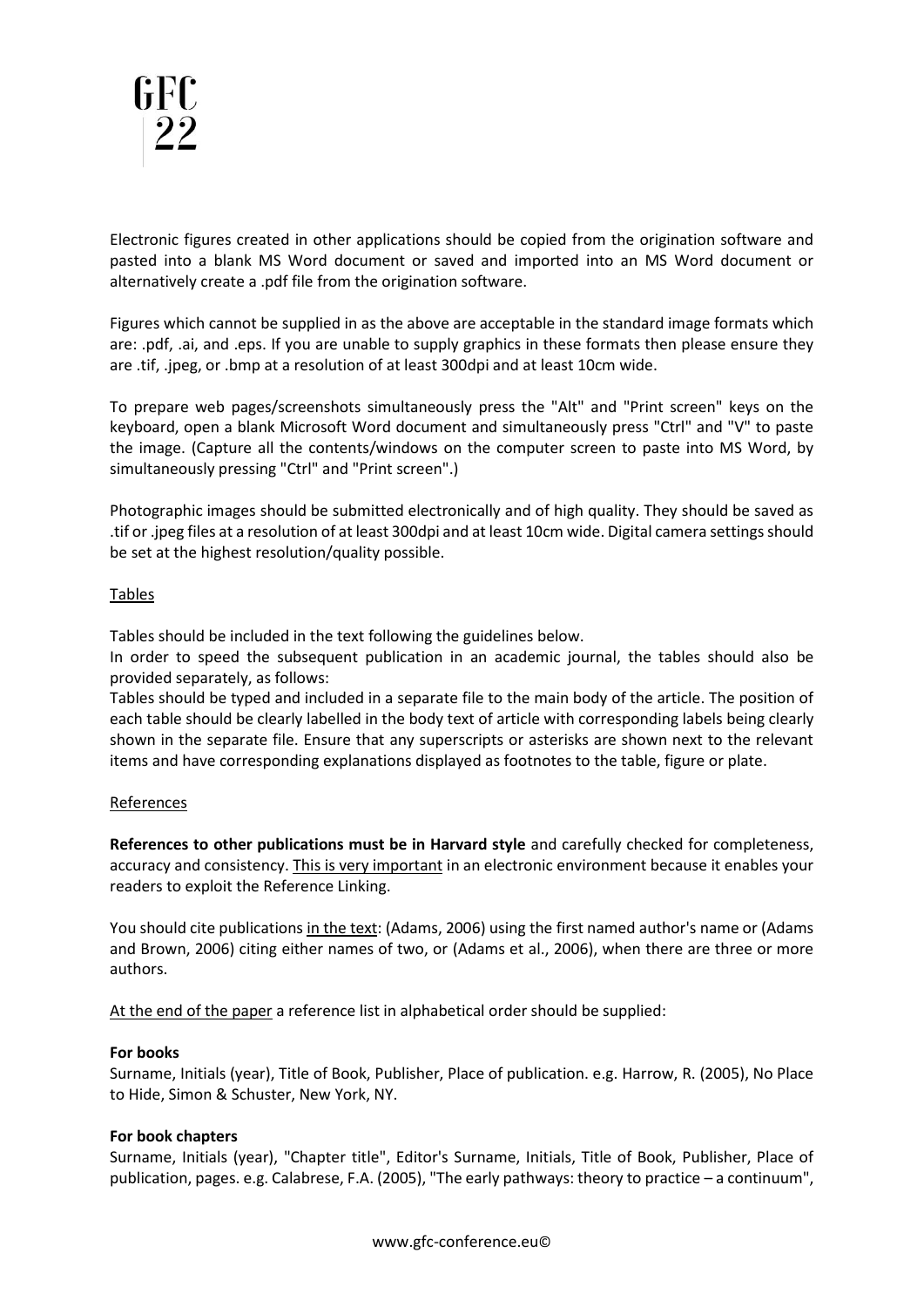Electronic figures created in other applications should be copied from the origination software and pasted into a blank MS Word document or saved and imported into an MS Word document or alternatively create a .pdf file from the origination software.

Figures which cannot be supplied in as the above are acceptable in the standard image formats which are: .pdf, .ai, and .eps. If you are unable to supply graphics in these formats then please ensure they are .tif, .jpeg, or .bmp at a resolution of at least 300dpi and at least 10cm wide.

To prepare web pages/screenshots simultaneously press the "Alt" and "Print screen" keys on the keyboard, open a blank Microsoft Word document and simultaneously press "Ctrl" and "V" to paste the image. (Capture all the contents/windows on the computer screen to paste into MS Word, by simultaneously pressing "Ctrl" and "Print screen".)

Photographic images should be submitted electronically and of high quality. They should be saved as .tif or .jpeg files at a resolution of at least 300dpi and at least 10cm wide. Digital camera settings should be set at the highest resolution/quality possible.

<u>Tables</u>

Tables should be included in the text following the guidelines below.

In order to speed the subsequent publication in an academic journal, the tables should also be provided separately, as follows:

Tables should be typed and included in a separate file to the main body of the article. The position of each table should be clearly labelled in the body text of article with corresponding labels being clearly shown in the separate file. Ensure that any superscripts or asterisks are shown next to the relevant items and have corresponding explanations displayed as footnotes to the table, figure or plate.

<u>References</u>

**References to other publications must be in Harvard style** and carefully checked for completeness, accuracy and consistency. <u>This is very important</u> in an electronic environment because it enables your readers to exploit the Reference Linking.

You should cite publications <u>in the text</u>: (Adams, 2006) using the first named author's name or (Adams and Brown, 2006) citing either names of two, or (Adams et al., 2006), when there are three or more authors.

<u>At the end of the paper</u> a reference list in alphabetical order should be supplied:

**For books**

Surname, Initials (year), Title of Book, Publisher, Place of publication. e.g. Harrow, R. (2005), No Place to Hide, Simon & Schuster, New York, NY.

**For book chapters**

Surname, Initials (year), "Chapter title", Editor's Surname, Initials, Title of Book, Publisher, Place of publication, pages. e.g. Calabrese, F.A. (2005), "The early pathways: theory to practice – a continuum",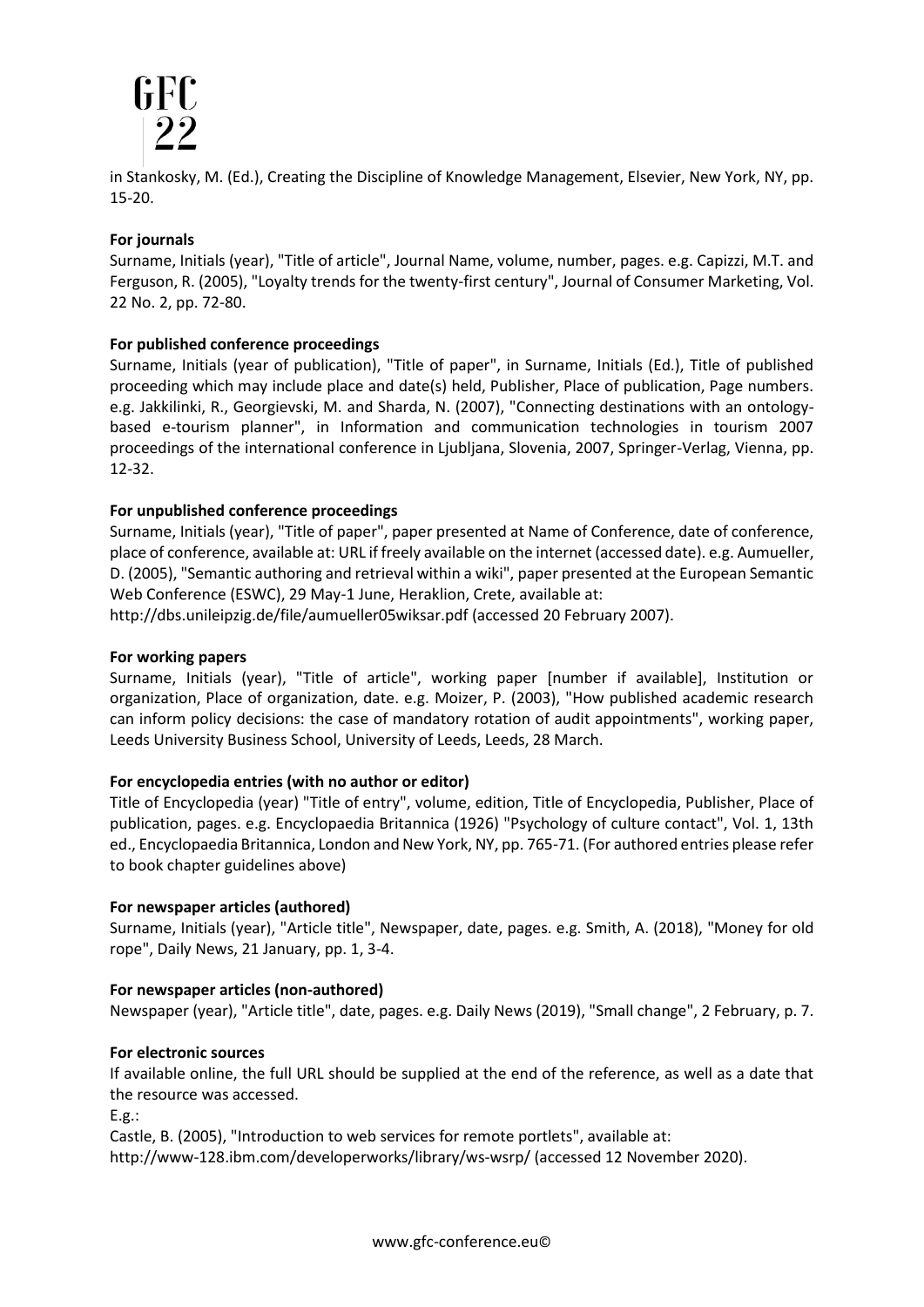in Stankosky, M. (Ed.), Creating the Discipline of Knowledge Management, Elsevier, New York, NY, pp. 15-20.

**For journals**

Surname, Initials (year), "Title of article", Journal Name, volume, number, pages. e.g. Capizzi, M.T. and Ferguson, R. (2005), "Loyalty trends for the twenty-first century", Journal of Consumer Marketing, Vol. 22 No. 2, pp. 72-80.

**For published conference proceedings**

Surname, Initials (year of publication), "Title of paper", in Surname, Initials (Ed.), Title of published proceeding which may include place and date(s) held, Publisher, Place of publication, Page numbers. e.g. Jakkilinki, R., Georgievski, M. and Sharda, N. (2007), "Connecting destinations with an ontology-based e-tourism planner", in Information and communication technologies in tourism 2007 proceedings of the international conference in Ljubljana, Slovenia, 2007, Springer-Verlag, Vienna, pp. 12-32.

**For unpublished conference proceedings**

Surname, Initials (year), "Title of paper", paper presented at Name of Conference, date of conference, place of conference, available at: URL if freely available on the internet (accessed date). e.g. Aumueller, D. (2005), "Semantic authoring and retrieval within a wiki", paper presented at the European Semantic Web Conference (ESWC), 29 May-1 June, Heraklion, Crete, available at: http://dbs.unileipzig.de/file/aumueller05wiksar.pdf (accessed 20 February 2007).

**For working papers**

Surname, Initials (year), "Title of article", working paper [number if available], Institution or organization, Place of organization, date. e.g. Moizer, P. (2003), "How published academic research can inform policy decisions: the case of mandatory rotation of audit appointments", working paper, Leeds University Business School, University of Leeds, Leeds, 28 March.

**For encyclopedia entries (with no author or editor)**

Title of Encyclopedia (year) "Title of entry", volume, edition, Title of Encyclopedia, Publisher, Place of publication, pages. e.g. Encyclopaedia Britannica (1926) "Psychology of culture contact", Vol. 1, 13th ed., Encyclopaedia Britannica, London and New York, NY, pp. 765-71. (For authored entries please refer to book chapter guidelines above)

**For newspaper articles (authored)**

Surname, Initials (year), "Article title", Newspaper, date, pages. e.g. Smith, A. (2018), "Money for old rope", Daily News, 21 January, pp. 1, 3-4.

**For newspaper articles (non-authored)**

Newspaper (year), "Article title", date, pages. e.g. Daily News (2019), "Small change", 2 February, p. 7.

**For electronic sources**

If available online, the full URL should be supplied at the end of the reference, as well as a date that the resource was accessed.

E.g.:

Castle, B. (2005), "Introduction to web services for remote portlets", available at: http://www-128.ibm.com/developerworks/library/ws-wsrp/ (accessed 12 November 2020).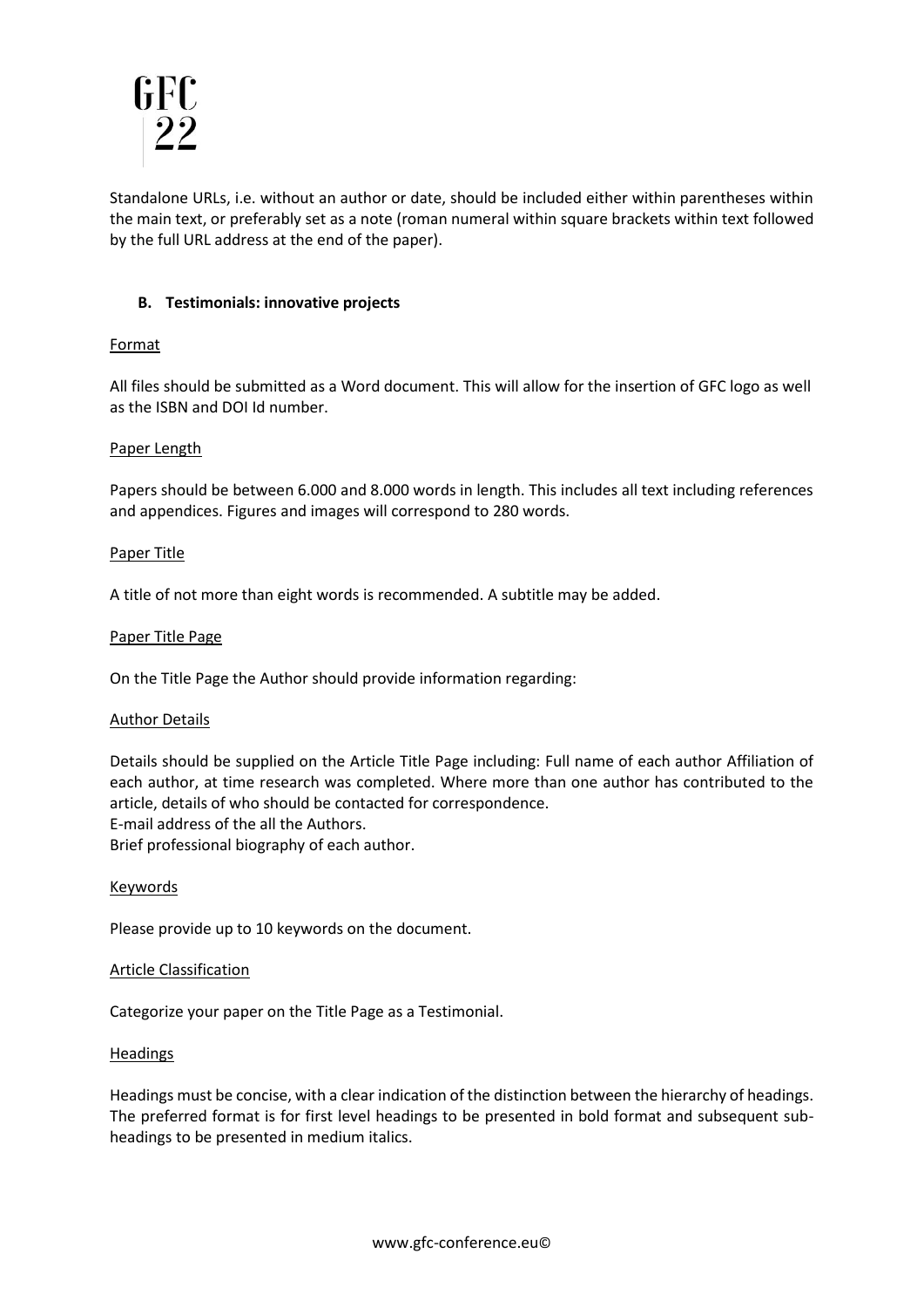Standalone URLs, i.e. without an author or date, should be included either within parentheses within the main text, or preferably set as a note (roman numeral within square brackets within text followed by the full URL address at the end of the paper).

### B. Testimonials: innovative projects

Format

All files should be submitted as a Word document. This will allow for the insertion of GFC logo as well as the ISBN and DOI Id number.

Paper Length

Papers should be between 6.000 and 8.000 words in length. This includes all text including references and appendices. Figures and images will correspond to 280 words.

Paper Title

A title of not more than eight words is recommended. A subtitle may be added.

Paper Title Page

On the Title Page the Author should provide information regarding:

Author Details

Details should be supplied on the Article Title Page including: Full name of each author Affiliation of each author, at time research was completed. Where more than one author has contributed to the article, details of who should be contacted for correspondence.
E-mail address of the all the Authors.
Brief professional biography of each author.

Keywords

Please provide up to 10 keywords on the document.

Article Classification

Categorize your paper on the Title Page as a Testimonial.

Headings

Headings must be concise, with a clear indication of the distinction between the hierarchy of headings. The preferred format is for first level headings to be presented in bold format and subsequent sub-headings to be presented in medium italics.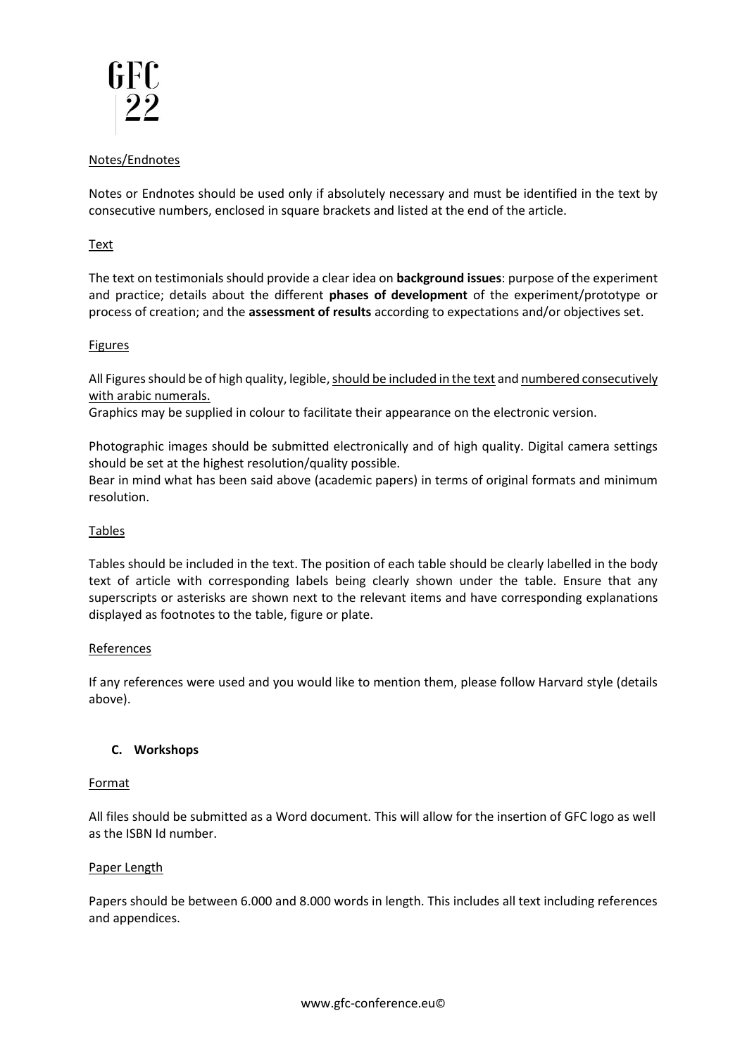Notes/Endnotes

Notes or Endnotes should be used only if absolutely necessary and must be identified in the text by consecutive numbers, enclosed in square brackets and listed at the end of the article.

Text

The text on testimonials should provide a clear idea on **background issues**: purpose of the experiment and practice; details about the different **phases of development** of the experiment/prototype or process of creation; and the **assessment of results** according to expectations and/or objectives set.

Figures

All Figures should be of high quality, legible, should be included in the text and numbered consecutively with arabic numerals.

Graphics may be supplied in colour to facilitate their appearance on the electronic version.

Photographic images should be submitted electronically and of high quality. Digital camera settings should be set at the highest resolution/quality possible.

Bear in mind what has been said above (academic papers) in terms of original formats and minimum resolution.

Tables

Tables should be included in the text. The position of each table should be clearly labelled in the body text of article with corresponding labels being clearly shown under the table. Ensure that any superscripts or asterisks are shown next to the relevant items and have corresponding explanations displayed as footnotes to the table, figure or plate.

References

If any references were used and you would like to mention them, please follow Harvard style (details above).

### C. Workshops

Format

All files should be submitted as a Word document. This will allow for the insertion of GFC logo as well as the ISBN Id number.

Paper Length

Papers should be between 6.000 and 8.000 words in length. This includes all text including references and appendices.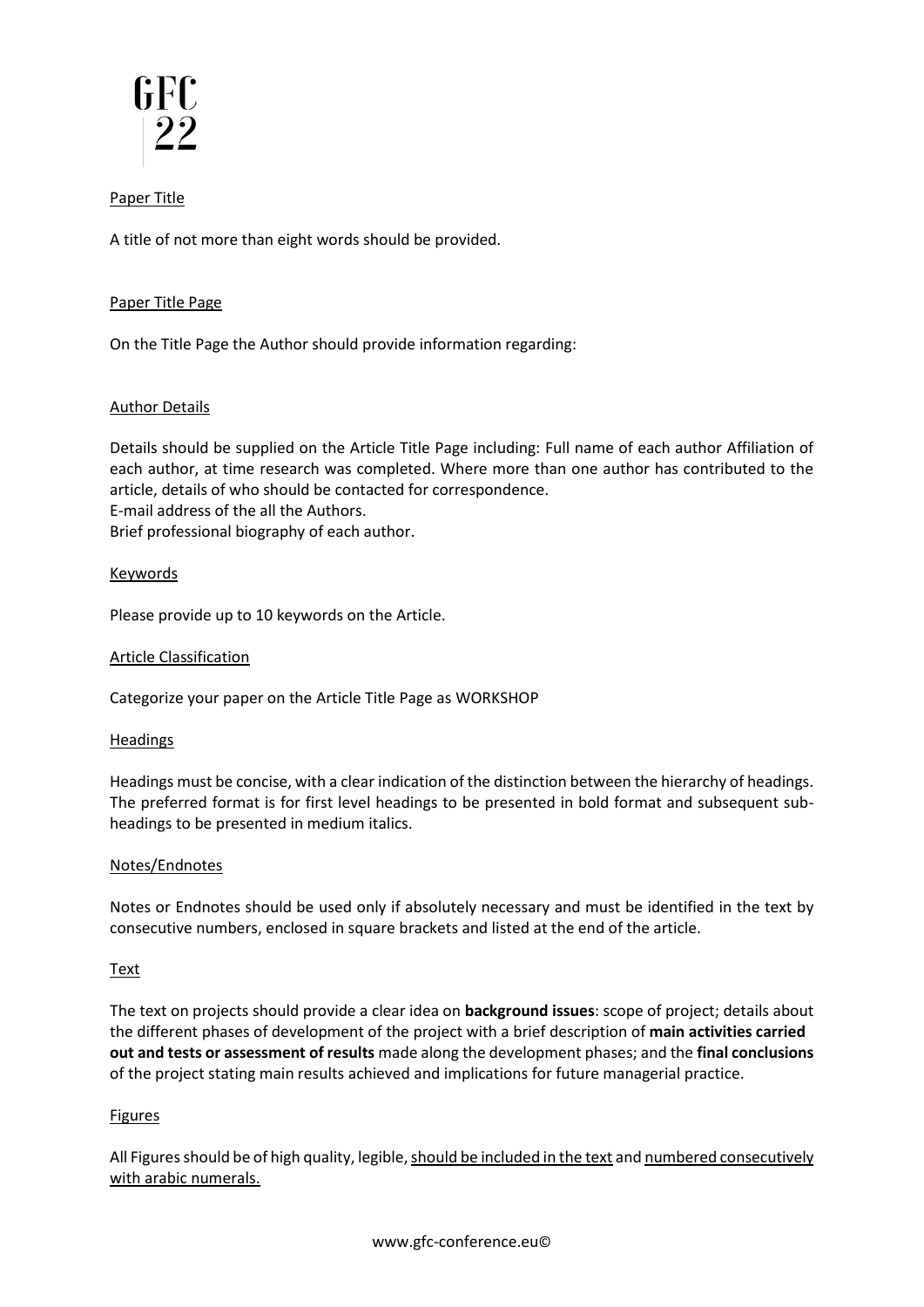Paper Title

A title of not more than eight words should be provided.

Paper Title Page

On the Title Page the Author should provide information regarding:

Author Details

Details should be supplied on the Article Title Page including: Full name of each author Affiliation of each author, at time research was completed. Where more than one author has contributed to the article, details of who should be contacted for correspondence.
E-mail address of the all the Authors.
Brief professional biography of each author.

Keywords

Please provide up to 10 keywords on the Article.

Article Classification

Categorize your paper on the Article Title Page as WORKSHOP

Headings

Headings must be concise, with a clear indication of the distinction between the hierarchy of headings. The preferred format is for first level headings to be presented in bold format and subsequent sub-headings to be presented in medium italics.

Notes/Endnotes

Notes or Endnotes should be used only if absolutely necessary and must be identified in the text by consecutive numbers, enclosed in square brackets and listed at the end of the article.

Text

The text on projects should provide a clear idea on **background issues**: scope of project; details about the different phases of development of the project with a brief description of **main activities carried out and tests or assessment of results** made along the development phases; and the **final conclusions** of the project stating main results achieved and implications for future managerial practice.

Figures

All Figures should be of high quality, legible, should be included in the text and numbered consecutively with arabic numerals.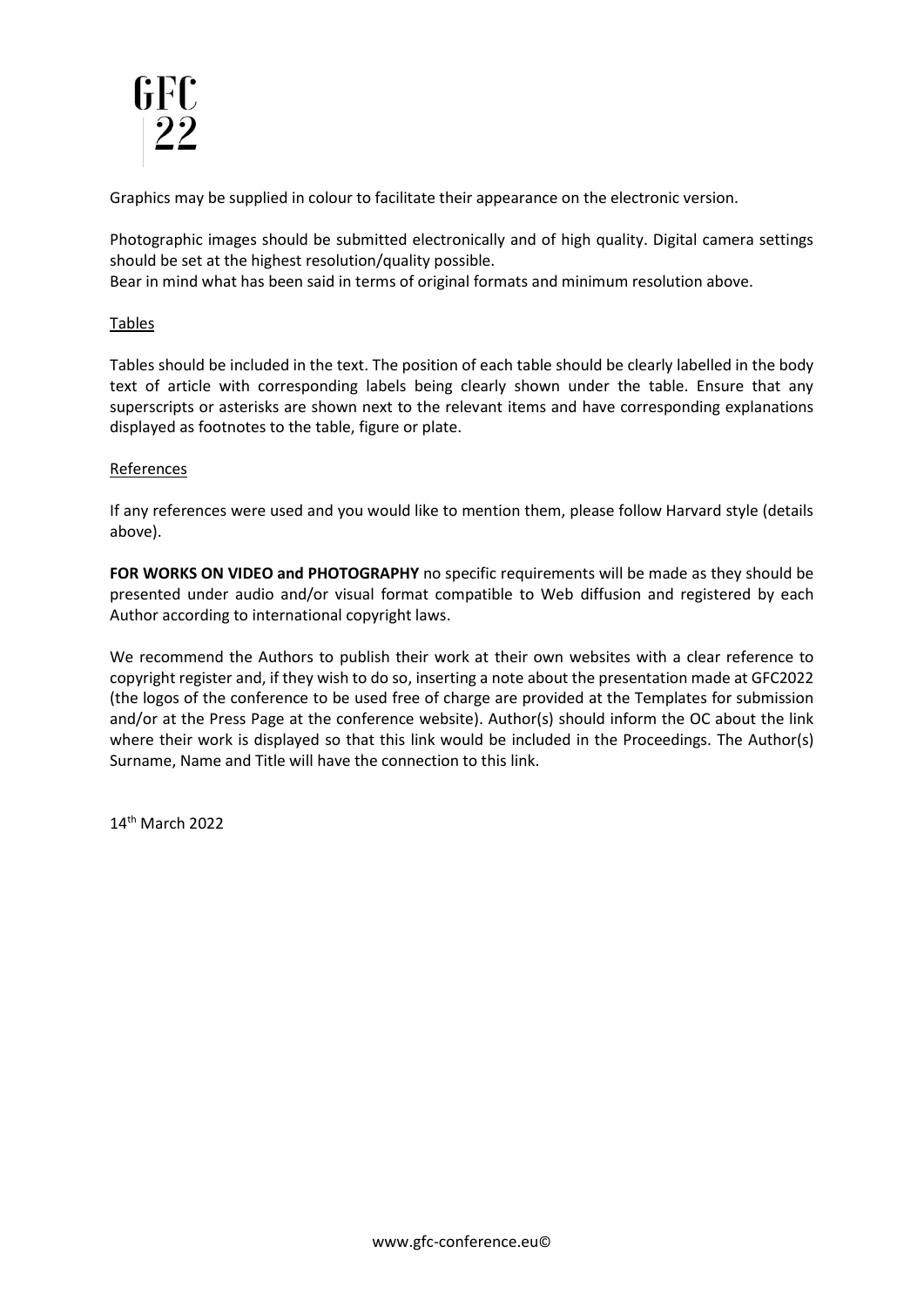Graphics may be supplied in colour to facilitate their appearance on the electronic version.

Photographic images should be submitted electronically and of high quality. Digital camera settings should be set at the highest resolution/quality possible.
Bear in mind what has been said in terms of original formats and minimum resolution above.

Tables

Tables should be included in the text. The position of each table should be clearly labelled in the body text of article with corresponding labels being clearly shown under the table. Ensure that any superscripts or asterisks are shown next to the relevant items and have corresponding explanations displayed as footnotes to the table, figure or plate.

References

If any references were used and you would like to mention them, please follow Harvard style (details above).

**FOR WORKS ON VIDEO and PHOTOGRAPHY** no specific requirements will be made as they should be presented under audio and/or visual format compatible to Web diffusion and registered by each Author according to international copyright laws.

We recommend the Authors to publish their work at their own websites with a clear reference to copyright register and, if they wish to do so, inserting a note about the presentation made at GFC2022 (the logos of the conference to be used free of charge are provided at the Templates for submission and/or at the Press Page at the conference website). Author(s) should inform the OC about the link where their work is displayed so that this link would be included in the Proceedings. The Author(s) Surname, Name and Title will have the connection to this link.

14th March 2022